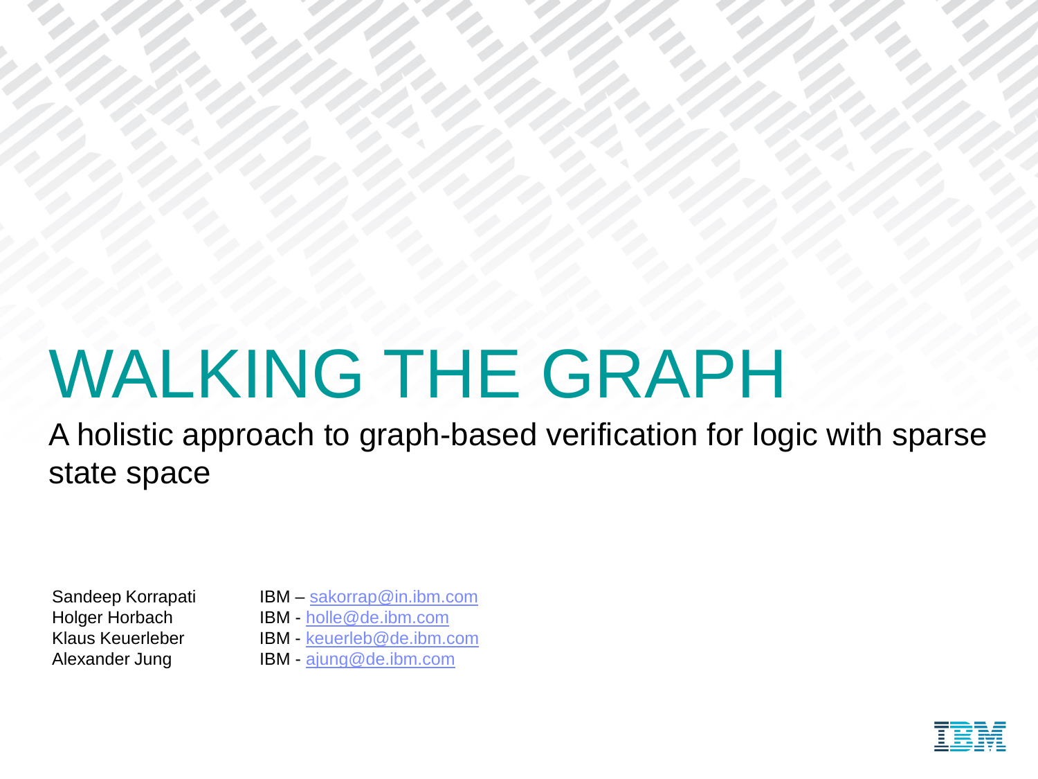# WALKING THE GRAPH

## A holistic approach to graph-based verification for logic with sparse state space

| | |
|---|---|
| Sandeep Korrapati | IBM – sakorrap@in.ibm.com |
| Holger Horbach | IBM - holle@de.ibm.com |
| Klaus Keuerleber | IBM - keuerleb@de.ibm.com |
| Alexander Jung | IBM - ajung@de.ibm.com |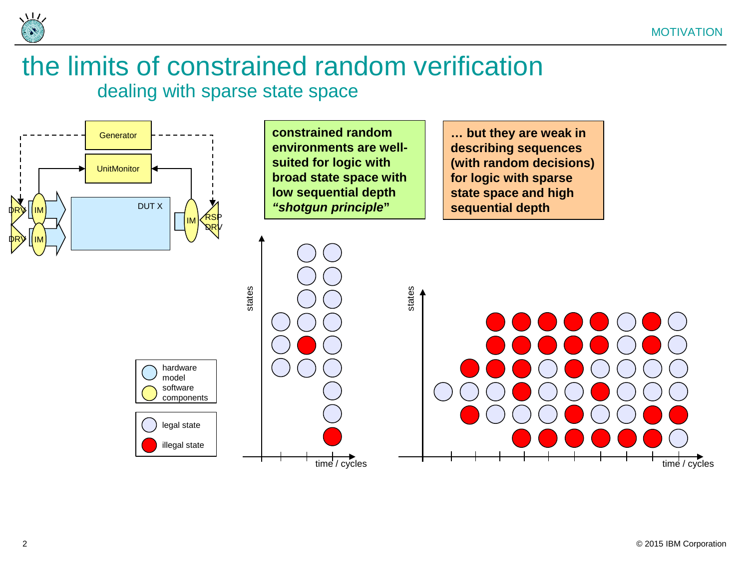# the limits of constrained random verification

## dealing with sparse state space

**constrained random environments are well-suited for logic with broad state space with low sequential depth *"shotgun principle"***

**… but they are weak in describing sequences (with random decisions) for logic with sparse state space and high sequential depth**

Generator

UnitMonitor

DUT X

DRV IM

DRV IM

IM RSP DRV

hardware model

software components

legal state

illegal state

states

time / cycles

states

time / cycles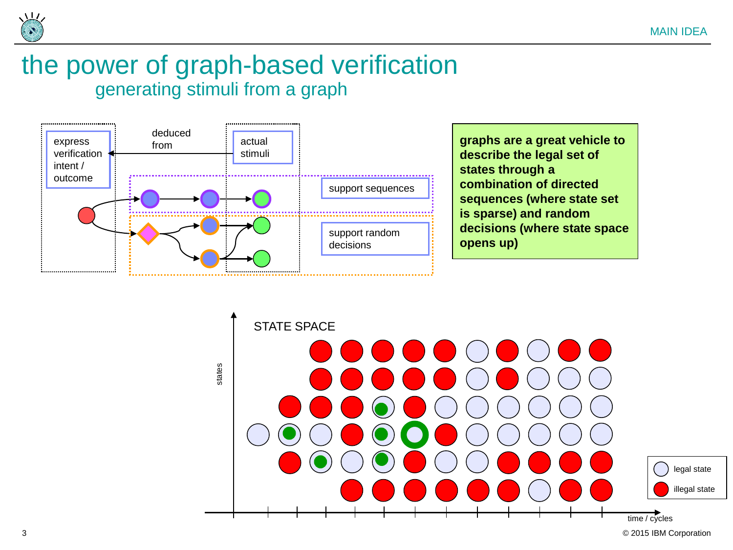# the power of graph-based verification

## generating stimuli from a graph

express verification intent / outcome

deduced from

actual stimuli

support sequences

support random decisions

**graphs are a great vehicle to describe the legal set of states through a combination of directed sequences (where state set is sparse) and random decisions (where state space opens up)**

STATE SPACE

states

time / cycles

legal state

illegal state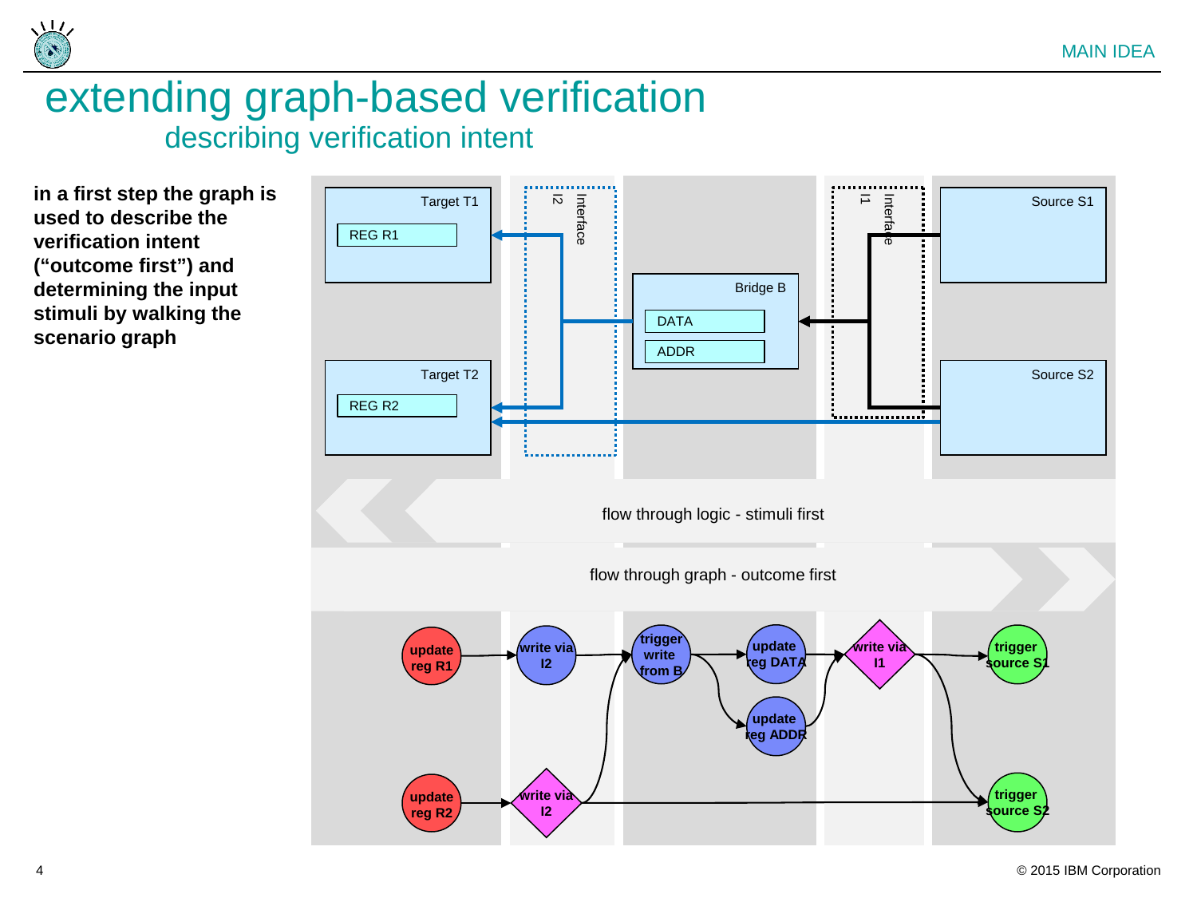MAIN IDEA

# extending graph-based verification

## describing verification intent

**in a first step the graph is used to describe the verification intent ("outcome first") and determining the input stimuli by walking the scenario graph**

Target T1

REG R1

Target T2

REG R2

Interface I2

Bridge B

DATA

ADDR

Interface I1

Source S1

Source S2

flow through logic - stimuli first

flow through graph - outcome first

update reg R1

write via I2

trigger write from B

update reg DATA

update reg ADDR

write via I1

trigger source S1

update reg R2

write via I2

trigger source S2

© 2015 IBM Corporation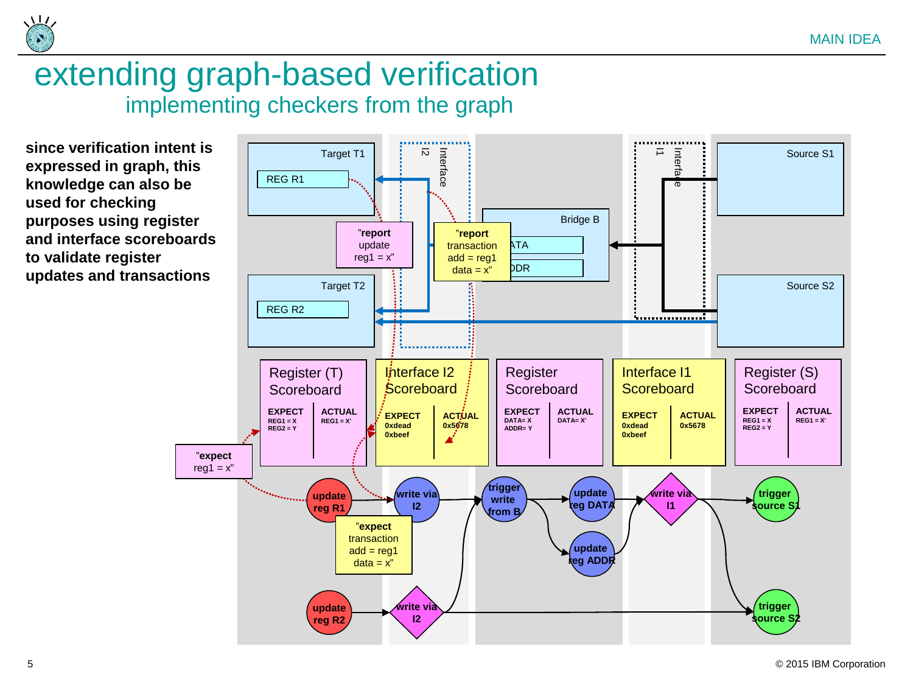# extending graph-based verification

## implementing checkers from the graph

**since verification intent is expressed in graph, this knowledge can also be used for checking purposes using register and interface scoreboards to validate register updates and transactions**

Target T1

REG R1

Target T2

REG R2

I2 Interface

I1 Interface

Bridge B

DATA

ADDR

Source S1

Source S2

"**report** update reg1 = x"

"**report** transaction add = reg1 data = x"

**Register (T) Scoreboard**

| EXPECT | ACTUAL |
|---|---|
| REG1 = X<br>REG2 = Y | REG1 = X' |

**Interface I2 Scoreboard**

| EXPECT | ACTUAL |
|---|---|
| 0xdead<br>0xbeef | 0x5678 |

**Register Scoreboard**

| EXPECT | ACTUAL |
|---|---|
| DATA= X<br>ADDR= Y | DATA= X' |

**Interface I1 Scoreboard**

| EXPECT | ACTUAL |
|---|---|
| 0xdead<br>0xbeef | 0x5678 |

**Register (S) Scoreboard**

| EXPECT | ACTUAL |
|---|---|
| REG1 = X<br>REG2 = Y | REG1 = X' |

"**expect** reg1 = x"

"**expect** transaction add = reg1 data = x"

update reg R1 → write via I2 → trigger write from B → update reg DATA / update reg ADDR → write via I1 → trigger source S1 / trigger source S2

update reg R2 → write via I2 → trigger write from B / trigger source S2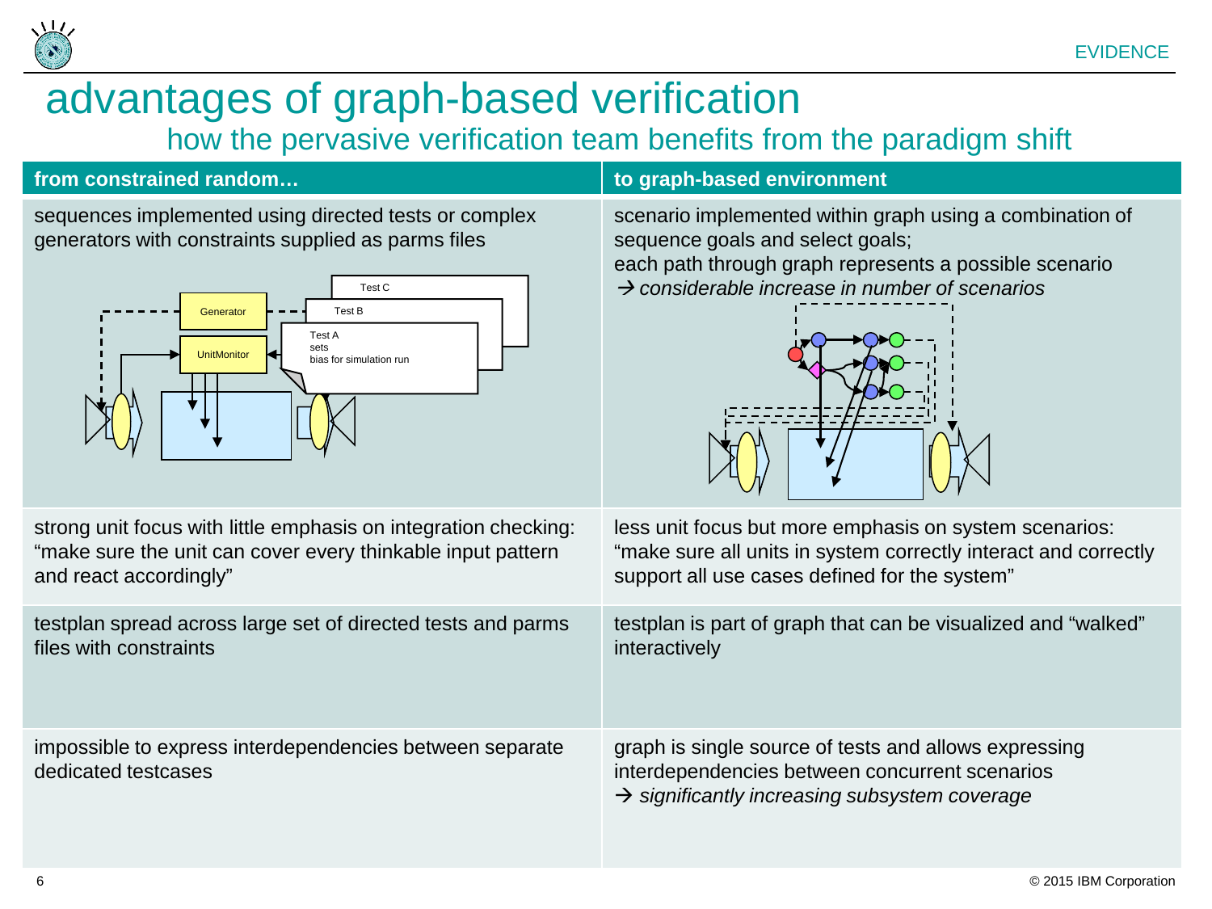# advantages of graph-based verification

## how the pervasive verification team benefits from the paradigm shift

| from constrained random… | to graph-based environment |
| --- | --- |
| sequences implemented using directed tests or complex generators with constraints supplied as parms files | scenario implemented within graph using a combination of sequence goals and select goals; each path through graph represents a possible scenario → *considerable increase in number of scenarios* |
| strong unit focus with little emphasis on integration checking: "make sure the unit can cover every thinkable input pattern and react accordingly" | less unit focus but more emphasis on system scenarios: "make sure all units in system correctly interact and correctly support all use cases defined for the system" |
| testplan spread across large set of directed tests and parms files with constraints | testplan is part of graph that can be visualized and "walked" interactively |
| impossible to express interdependencies between separate dedicated testcases | graph is single source of tests and allows expressing interdependencies between concurrent scenarios → *significantly increasing subsystem coverage* |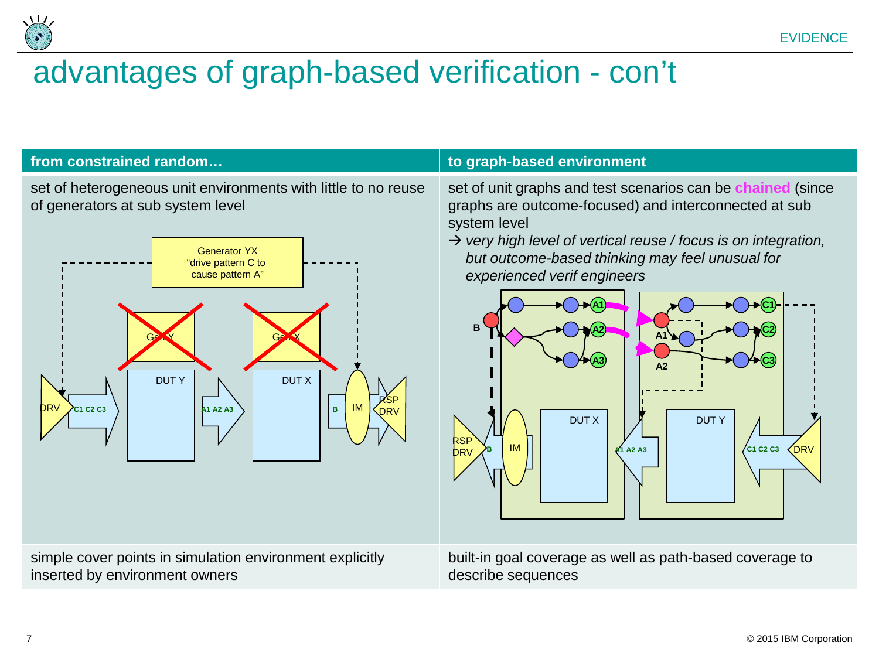# advantages of graph-based verification - con't

| from constrained random… | to graph-based environment |
| --- | --- |
| set of heterogeneous unit environments with little to no reuse of generators at sub system level | set of unit graphs and test scenarios can be **chained** (since graphs are outcome-focused) and interconnected at sub system level<br>→ *very high level of vertical reuse / focus is on integration, but outcome-based thinking may feel unusual for experienced verif engineers* |
| simple cover points in simulation environment explicitly inserted by environment owners | built-in goal coverage as well as path-based coverage to describe sequences |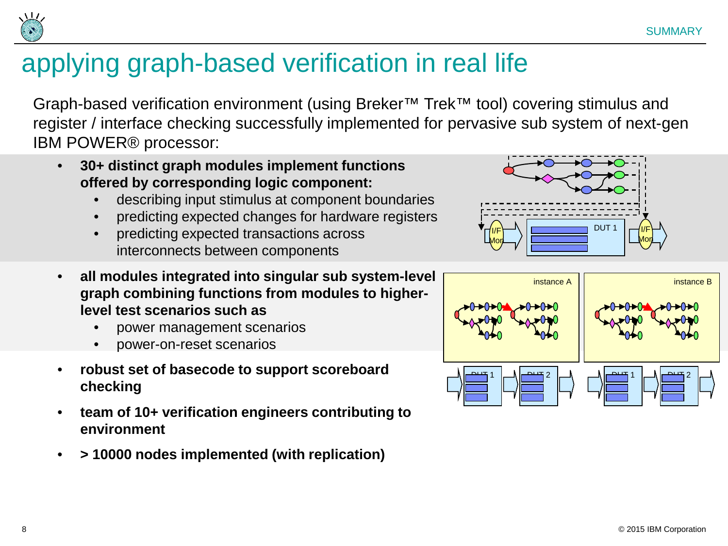# applying graph-based verification in real life

Graph-based verification environment (using Breker™ Trek™ tool) covering stimulus and register / interface checking successfully implemented for pervasive sub system of next-gen IBM POWER® processor:

- **30+ distinct graph modules implement functions offered by corresponding logic component:**
  - describing input stimulus at component boundaries
  - predicting expected changes for hardware registers
  - predicting expected transactions across interconnects between components
- **all modules integrated into singular sub system-level graph combining functions from modules to higher-level test scenarios such as**
  - power management scenarios
  - power-on-reset scenarios
- **robust set of basecode to support scoreboard checking**
- **team of 10+ verification engineers contributing to environment**
- **> 10000 nodes implemented (with replication)**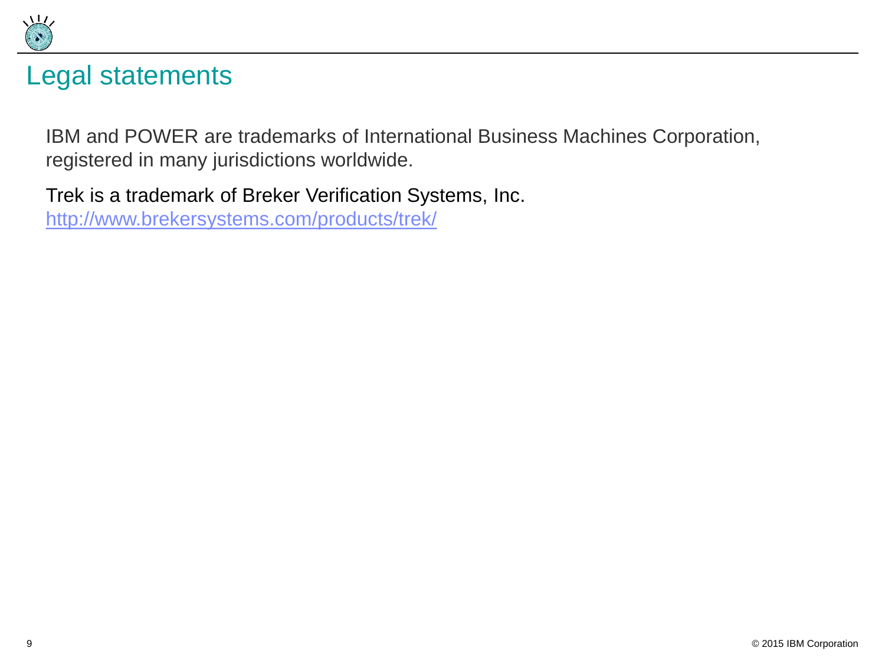# Legal statements

IBM and POWER are trademarks of International Business Machines Corporation, registered in many jurisdictions worldwide.

Trek is a trademark of Breker Verification Systems, Inc.
http://www.brekersystems.com/products/trek/